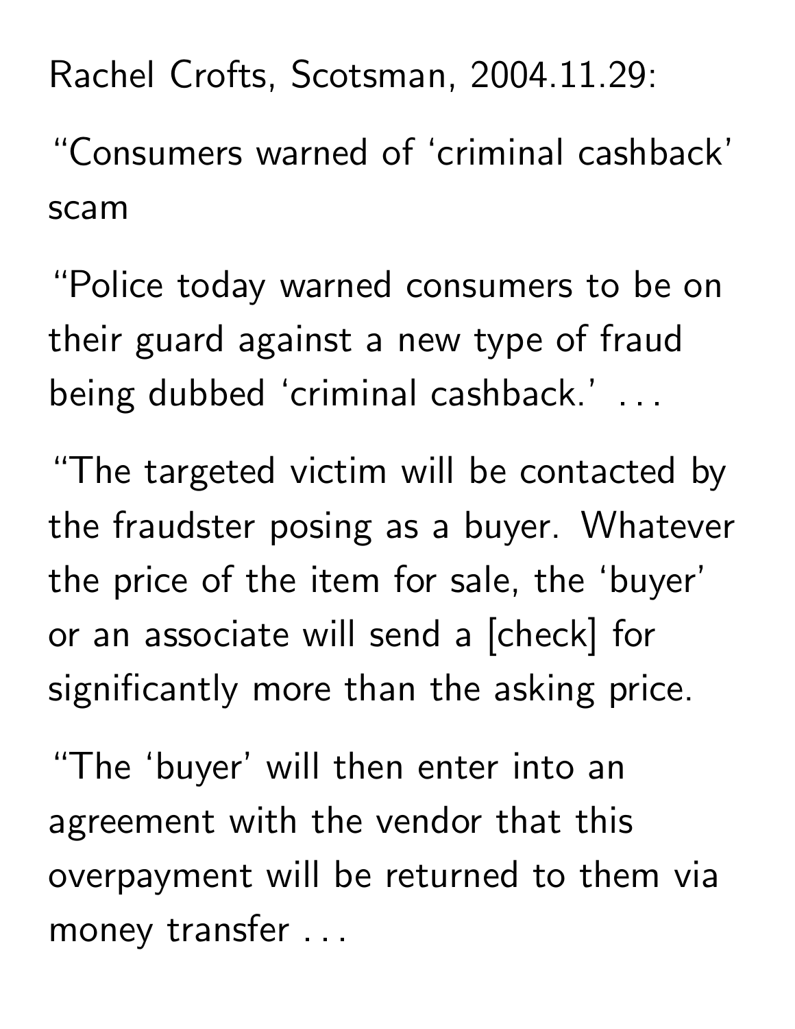Rachel Crofts, Scotsman, 2004.11.29:

“Consumers warned of ‘criminal cashback’ scam

“Police today warned consumers to be on their guard against a new type of fraud being dubbed ‘criminal cashback.’ . . .

“The targeted victim will be contacted by the fraudster posing as a buyer. Whatever the price of the item for sale, the ‘buyer’ or an associate will send a [check] for significantly more than the asking price.

“The ‘buyer’ will then enter into an agreement with the vendor that this overpayment will be returned to them via money transfer . . .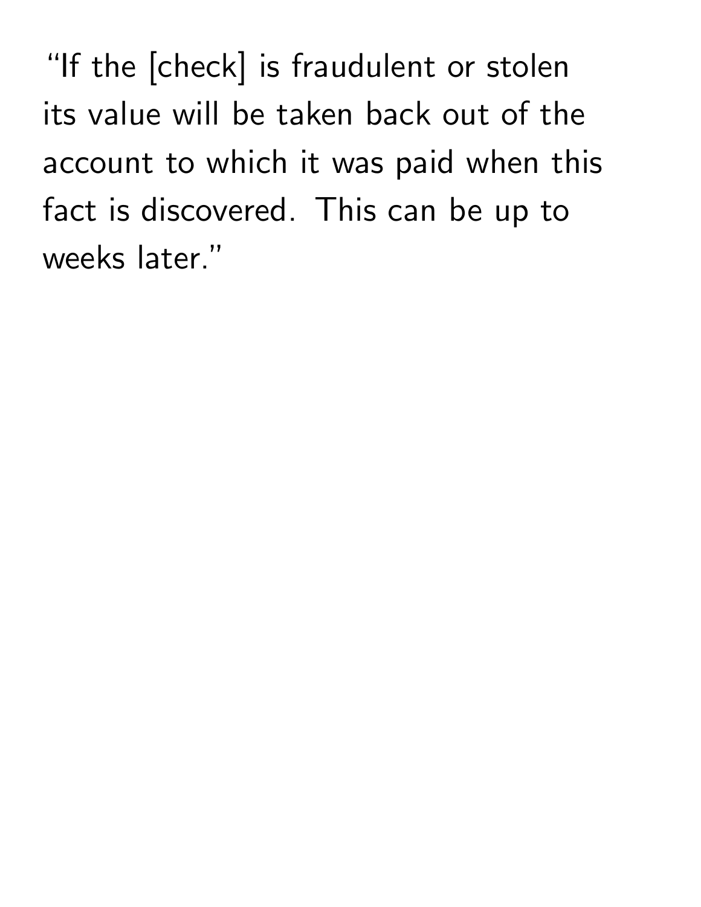"If the [check] is fraudulent or stolen its value will be taken back out of the account to which it was paid when this fact is discovered. This can be up to weeks later."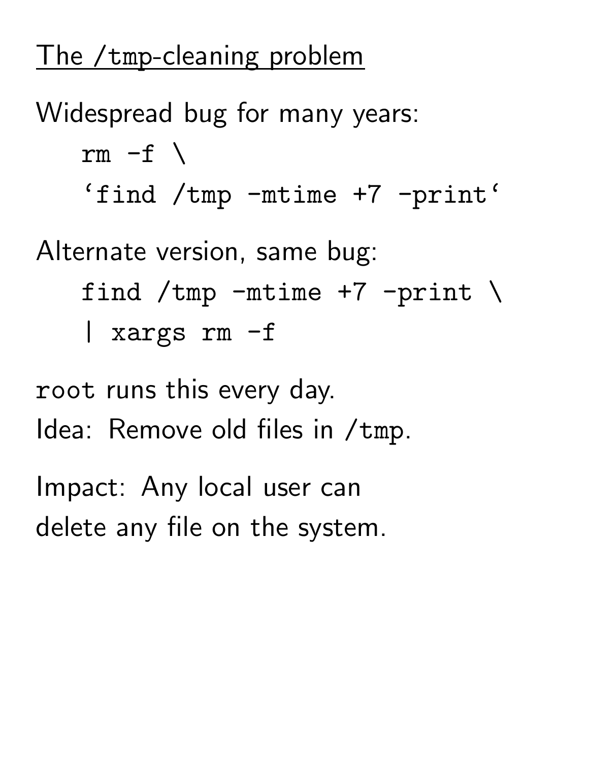## The /tmp-cleaning problem

Widespread bug for many years:

```
rm -f \
‘find /tmp -mtime +7 -print‘
```

Alternate version, same bug:

```
find /tmp -mtime +7 -print \
| xargs rm -f
```

`root` runs this every day.
Idea: Remove old files in `/tmp`.

Impact: Any local user can delete any file on the system.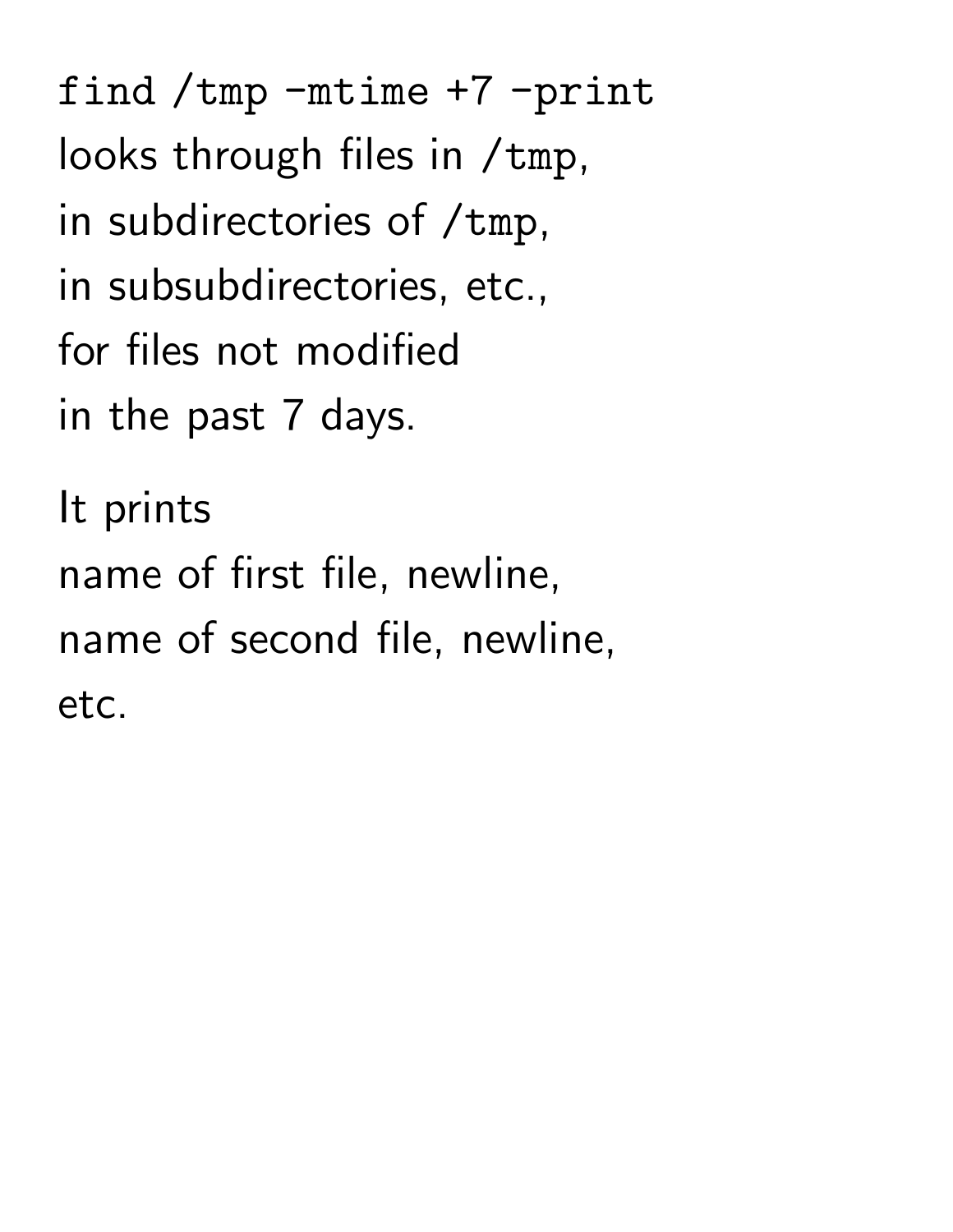`find /tmp -mtime +7 -print`
looks through files in `/tmp`,
in subdirectories of `/tmp`,
in subsubdirectories, etc.,
for files not modified
in the past 7 days.

It prints
name of first file, newline,
name of second file, newline,
etc.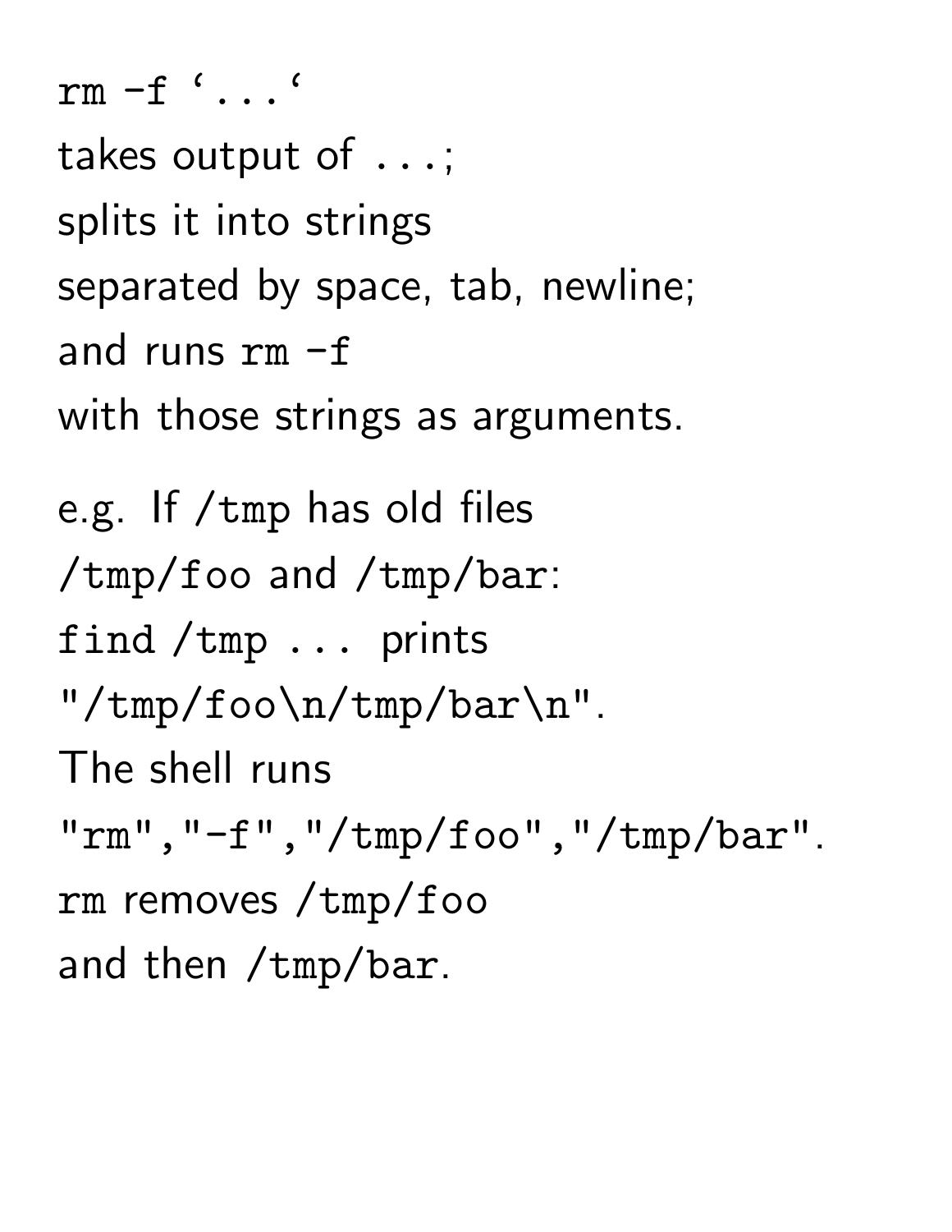`rm -f `...``
takes output of `...`;
splits it into strings
separated by space, tab, newline;
and runs `rm -f`
with those strings as arguments.

e.g. If `/tmp` has old files
`/tmp/foo` and `/tmp/bar`:
`find /tmp ...` prints
`"/tmp/foo\n/tmp/bar\n"`.
The shell runs
`"rm","-f","/tmp/foo","/tmp/bar"`.
`rm` removes `/tmp/foo`
and then `/tmp/bar`.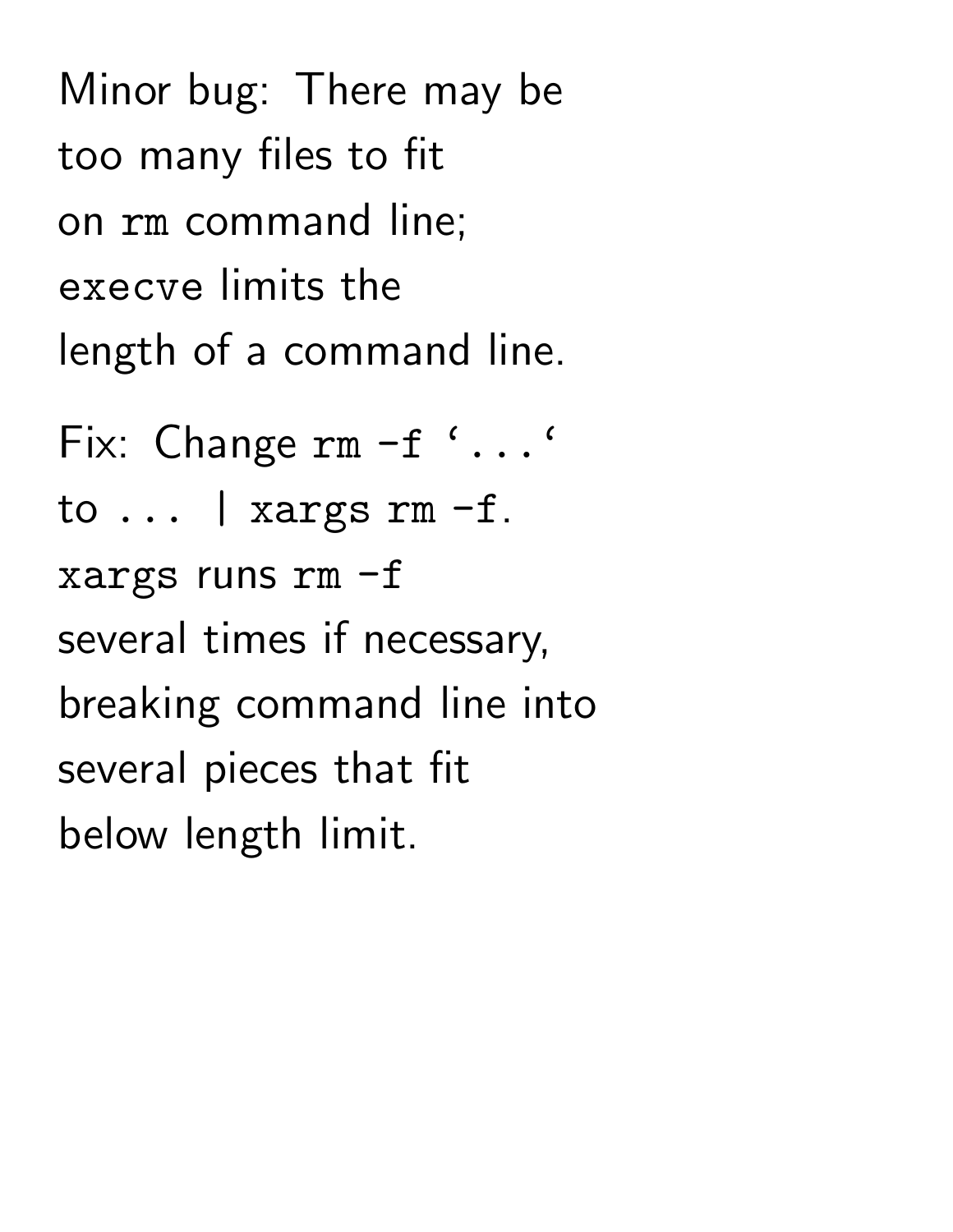Minor bug: There may be
too many files to fit
on `rm` command line;
`execve` limits the
length of a command line.

Fix: Change `` rm -f `...` ``
to `... | xargs rm -f`.
`xargs` runs `rm -f`
several times if necessary,
breaking command line into
several pieces that fit
below length limit.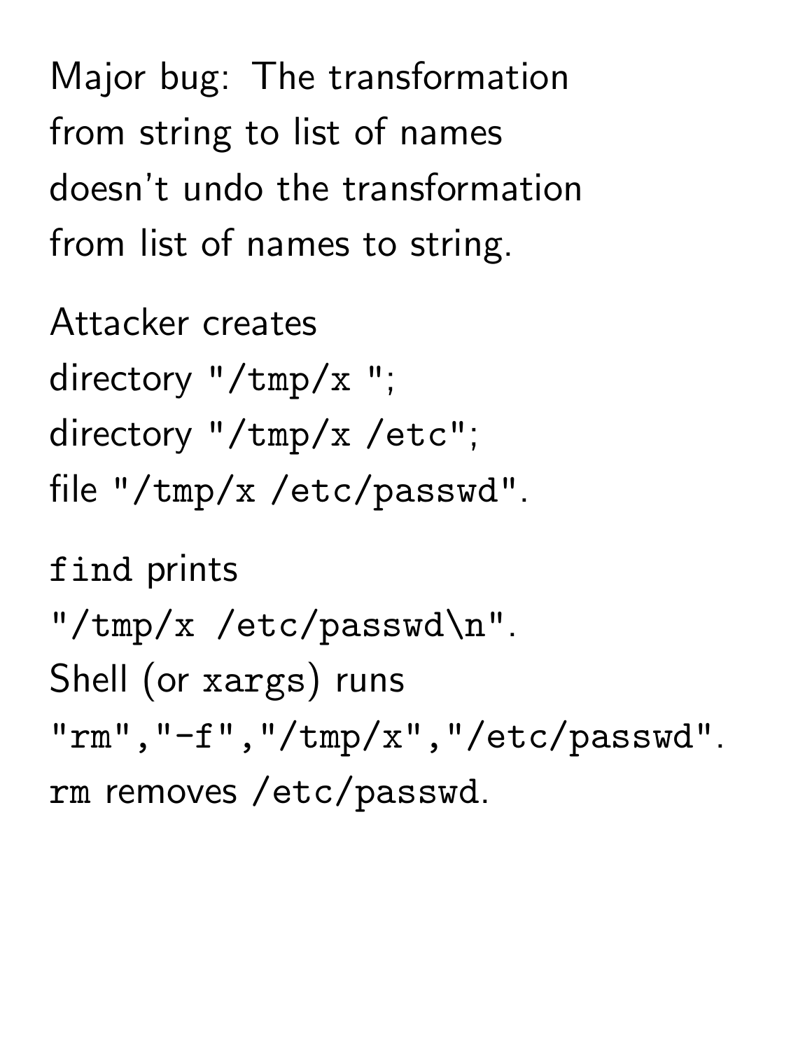Major bug: The transformation from string to list of names doesn't undo the transformation from list of names to string.

Attacker creates
directory `"/tmp/x "`;
directory `"/tmp/x /etc"`;
file `"/tmp/x /etc/passwd"`.

`find` prints
`"/tmp/x /etc/passwd\n"`.
Shell (or `xargs`) runs
`"rm","-f","/tmp/x","/etc/passwd"`.
`rm` removes `/etc/passwd`.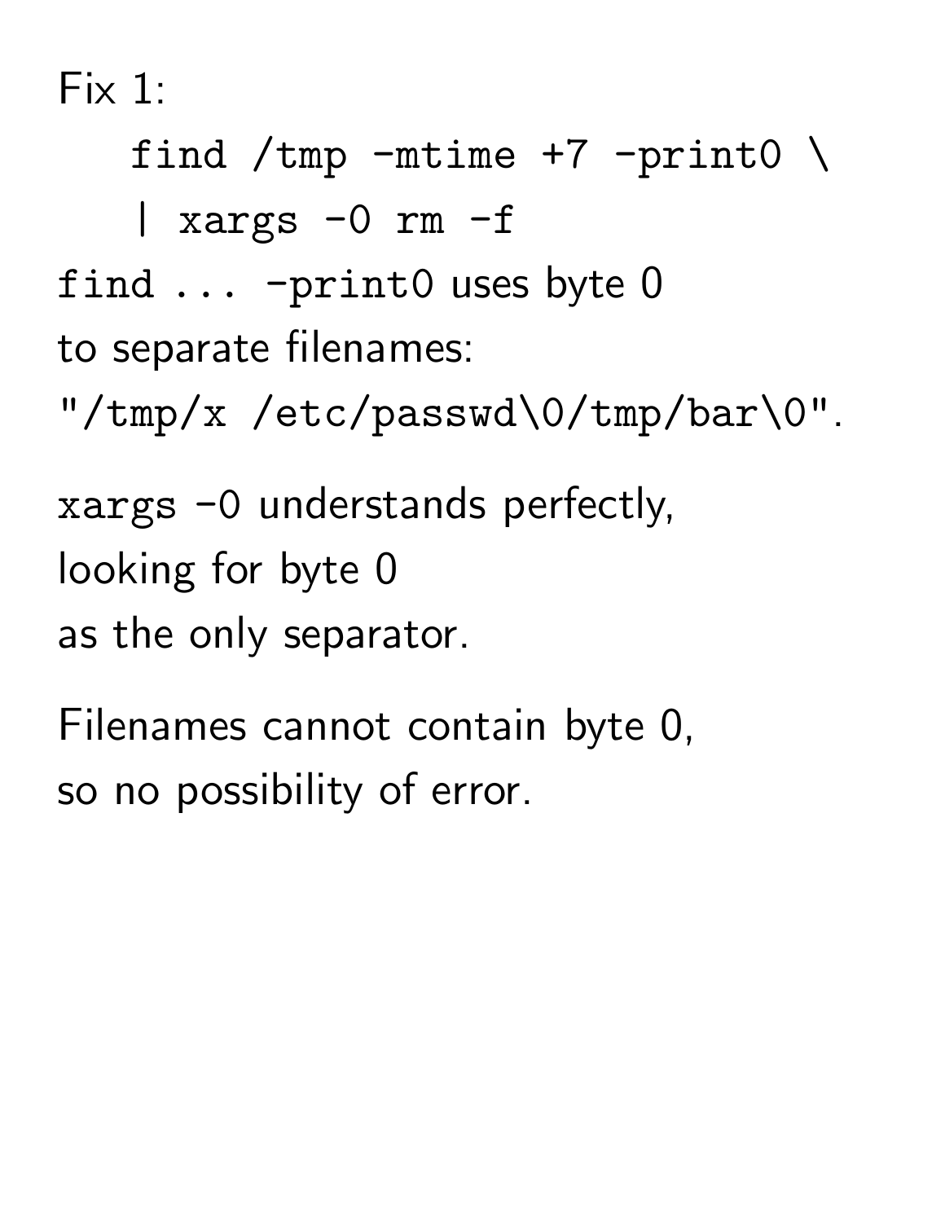Fix 1:

```
find /tmp -mtime +7 -print0 \
| xargs -0 rm -f
```

`find ... -print0` uses byte 0 to separate filenames: `"/tmp/x /etc/passwd\0/tmp/bar\0"`.

`xargs -0` understands perfectly, looking for byte 0 as the only separator.

Filenames cannot contain byte 0, so no possibility of error.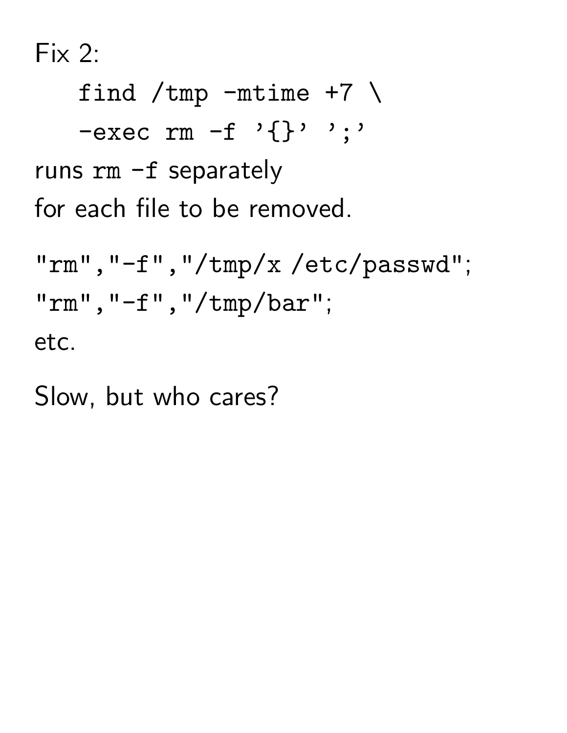Fix 2:

```
find /tmp -mtime +7 \
-exec rm -f '{}' ';'
```

runs `rm -f` separately
for each file to be removed.

`"rm","-f","/tmp/x /etc/passwd"`;
`"rm","-f","/tmp/bar"`;
etc.

Slow, but who cares?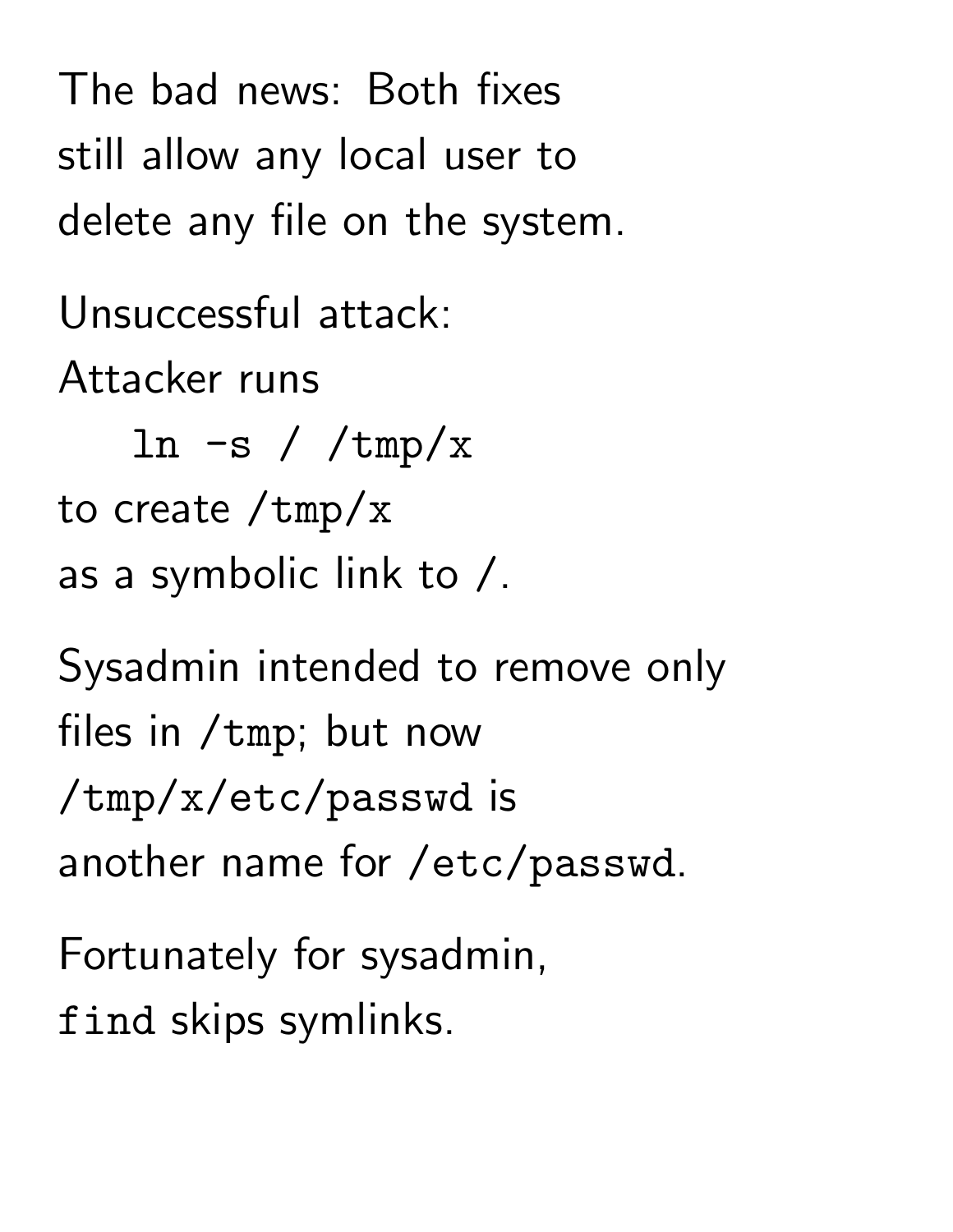The bad news: Both fixes still allow any local user to delete any file on the system.

Unsuccessful attack:
Attacker runs

```
ln -s / /tmp/x
```

to create `/tmp/x` as a symbolic link to `/`.

Sysadmin intended to remove only files in `/tmp`; but now `/tmp/x/etc/passwd` is another name for `/etc/passwd`.

Fortunately for sysadmin, `find` skips symlinks.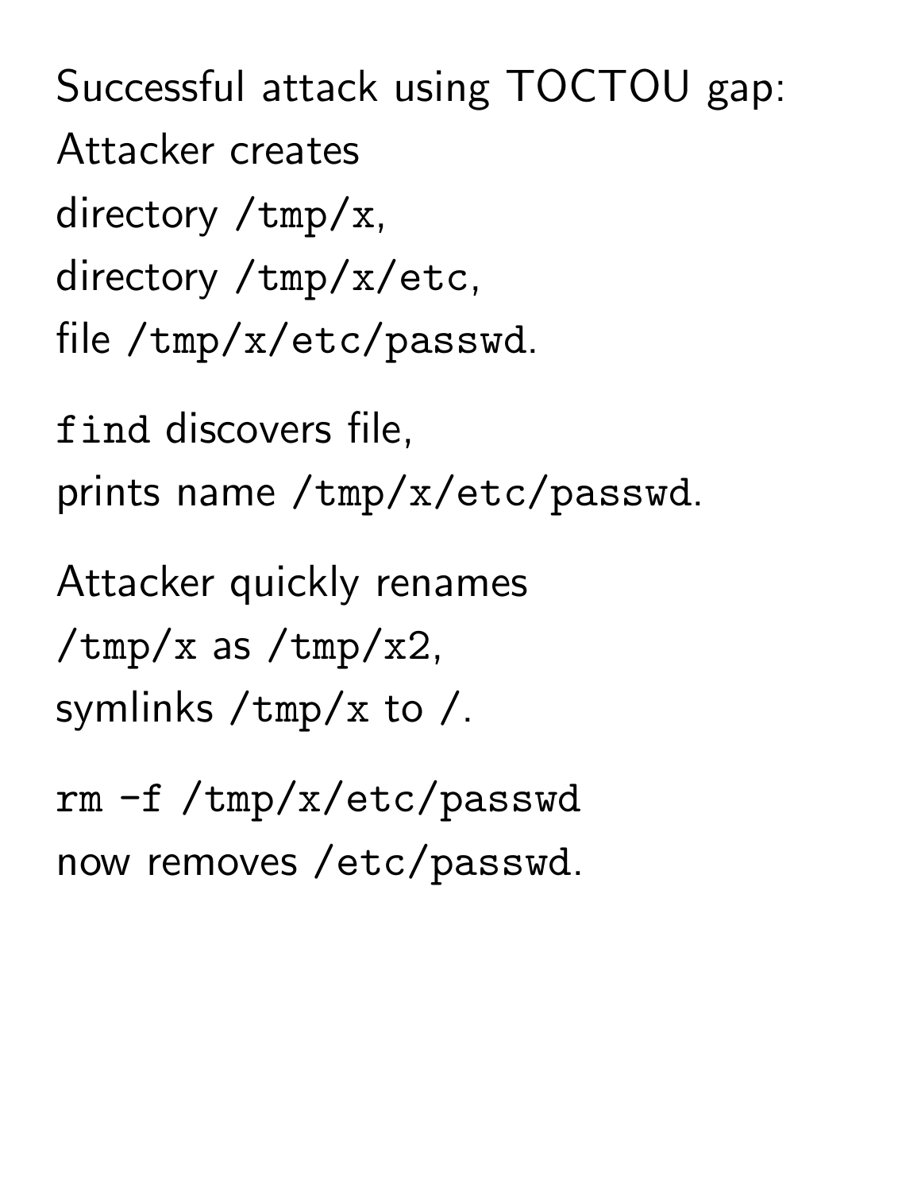Successful attack using TOCTOU gap:
Attacker creates
directory `/tmp/x`,
directory `/tmp/x/etc`,
file `/tmp/x/etc/passwd`.

`find` discovers file,
prints name `/tmp/x/etc/passwd`.

Attacker quickly renames
`/tmp/x` as `/tmp/x2`,
symlinks `/tmp/x` to `/`.

`rm -f /tmp/x/etc/passwd`
now removes `/etc/passwd`.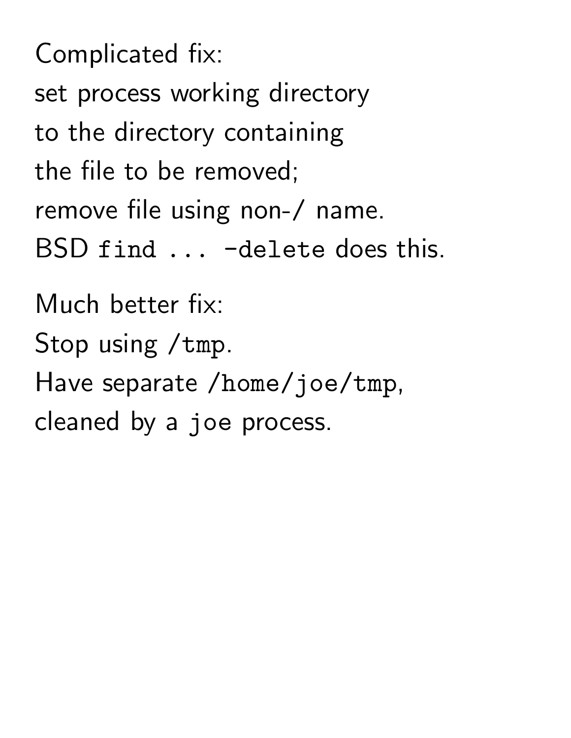Complicated fix:
set process working directory
to the directory containing
the file to be removed;
remove file using non-/ name.
BSD `find ... -delete` does this.

Much better fix:
Stop using `/tmp`.
Have separate `/home/joe/tmp`,
cleaned by a `joe` process.